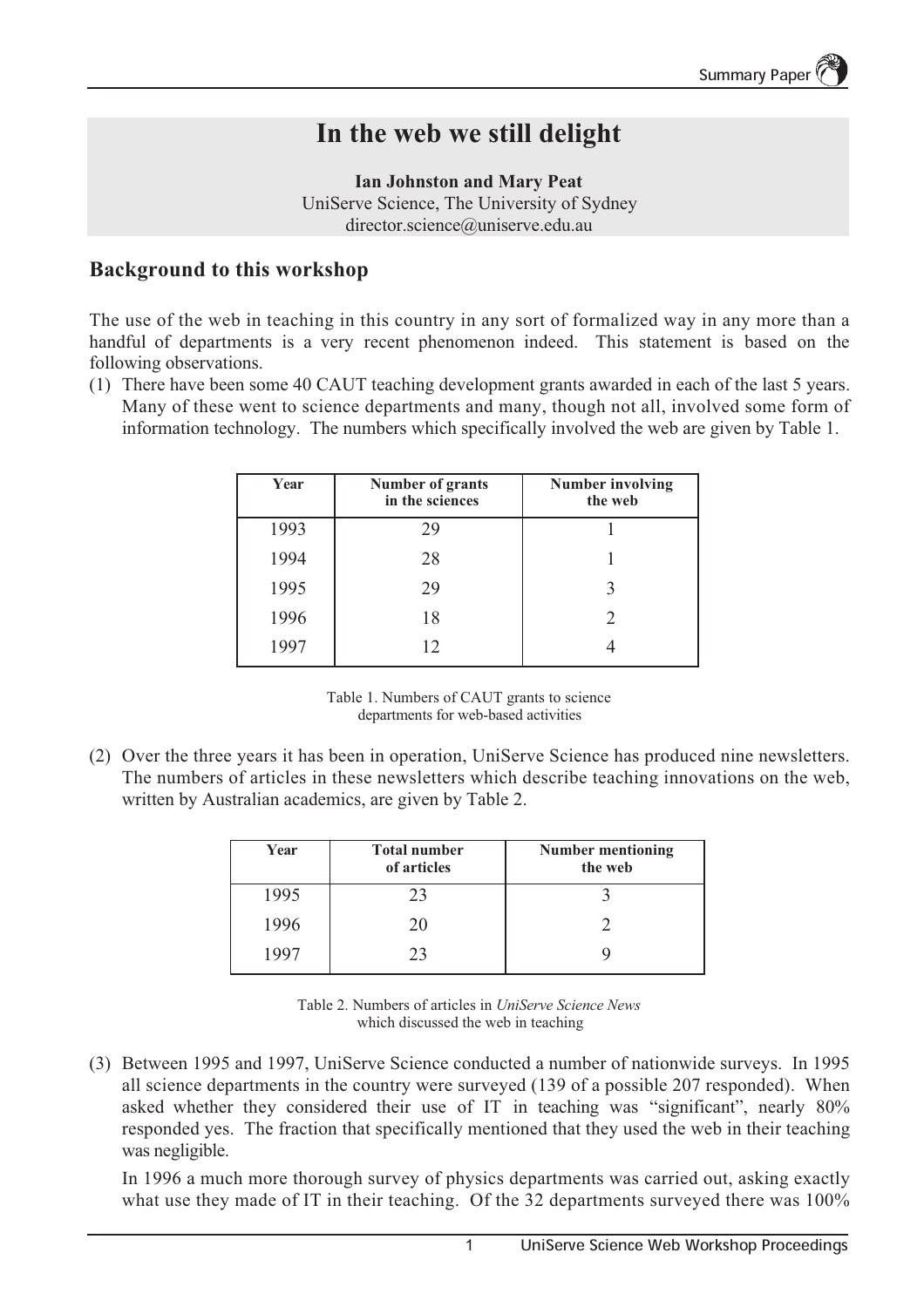# In the web we still delight

**Ian Johnston and Mary Peat**
UniServe Science, The University of Sydney
director.science@uniserve.edu.au

## Background to this workshop

The use of the web in teaching in this country in any sort of formalized way in any more than a handful of departments is a very recent phenomenon indeed. This statement is based on the following observations.

(1) There have been some 40 CAUT teaching development grants awarded in each of the last 5 years. Many of these went to science departments and many, though not all, involved some form of information technology. The numbers which specifically involved the web are given by Table 1.

| Year | Number of grants in the sciences | Number involving the web |
|---|---|---|
| 1993 | 29 | 1 |
| 1994 | 28 | 1 |
| 1995 | 29 | 3 |
| 1996 | 18 | 2 |
| 1997 | 12 | 4 |

Table 1. Numbers of CAUT grants to science departments for web-based activities

(2) Over the three years it has been in operation, UniServe Science has produced nine newsletters. The numbers of articles in these newsletters which describe teaching innovations on the web, written by Australian academics, are given by Table 2.

| Year | Total number of articles | Number mentioning the web |
|---|---|---|
| 1995 | 23 | 3 |
| 1996 | 20 | 2 |
| 1997 | 23 | 9 |

Table 2. Numbers of articles in *UniServe Science News* which discussed the web in teaching

(3) Between 1995 and 1997, UniServe Science conducted a number of nationwide surveys. In 1995 all science departments in the country were surveyed (139 of a possible 207 responded). When asked whether they considered their use of IT in teaching was "significant", nearly 80% responded yes. The fraction that specifically mentioned that they used the web in their teaching was negligible.

In 1996 a much more thorough survey of physics departments was carried out, asking exactly what use they made of IT in their teaching. Of the 32 departments surveyed there was 100%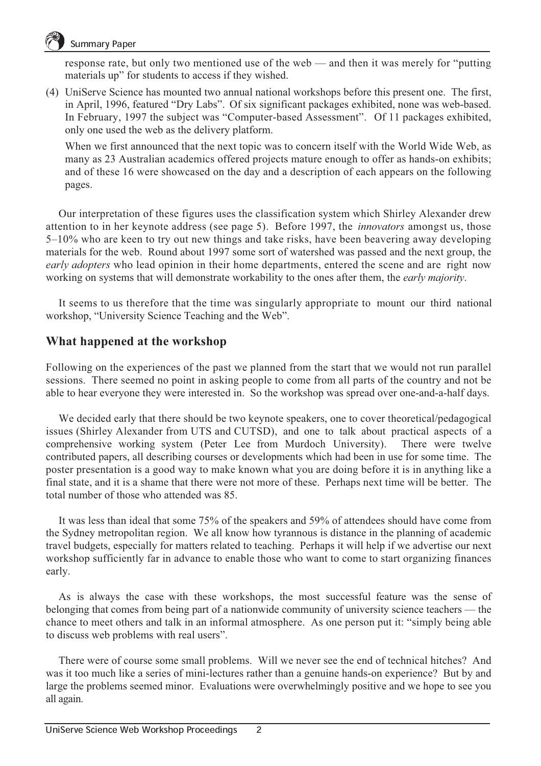response rate, but only two mentioned use of the web — and then it was merely for "putting materials up" for students to access if they wished.

(4) UniServe Science has mounted two annual national workshops before this present one. The first, in April, 1996, featured "Dry Labs". Of six significant packages exhibited, none was web-based. In February, 1997 the subject was "Computer-based Assessment". Of 11 packages exhibited, only one used the web as the delivery platform.

When we first announced that the next topic was to concern itself with the World Wide Web, as many as 23 Australian academics offered projects mature enough to offer as hands-on exhibits; and of these 16 were showcased on the day and a description of each appears on the following pages.

Our interpretation of these figures uses the classification system which Shirley Alexander drew attention to in her keynote address (see page 5). Before 1997, the *innovators* amongst us, those 5–10% who are keen to try out new things and take risks, have been beavering away developing materials for the web. Round about 1997 some sort of watershed was passed and the next group, the *early adopters* who lead opinion in their home departments, entered the scene and are right now working on systems that will demonstrate workability to the ones after them, the *early majority*.

It seems to us therefore that the time was singularly appropriate to mount our third national workshop, "University Science Teaching and the Web".

## What happened at the workshop

Following on the experiences of the past we planned from the start that we would not run parallel sessions. There seemed no point in asking people to come from all parts of the country and not be able to hear everyone they were interested in. So the workshop was spread over one-and-a-half days.

We decided early that there should be two keynote speakers, one to cover theoretical/pedagogical issues (Shirley Alexander from UTS and CUTSD), and one to talk about practical aspects of a comprehensive working system (Peter Lee from Murdoch University). There were twelve contributed papers, all describing courses or developments which had been in use for some time. The poster presentation is a good way to make known what you are doing before it is in anything like a final state, and it is a shame that there were not more of these. Perhaps next time will be better. The total number of those who attended was 85.

It was less than ideal that some 75% of the speakers and 59% of attendees should have come from the Sydney metropolitan region. We all know how tyrannous is distance in the planning of academic travel budgets, especially for matters related to teaching. Perhaps it will help if we advertise our next workshop sufficiently far in advance to enable those who want to come to start organizing finances early.

As is always the case with these workshops, the most successful feature was the sense of belonging that comes from being part of a nationwide community of university science teachers — the chance to meet others and talk in an informal atmosphere. As one person put it: "simply being able to discuss web problems with real users".

There were of course some small problems. Will we never see the end of technical hitches? And was it too much like a series of mini-lectures rather than a genuine hands-on experience? But by and large the problems seemed minor. Evaluations were overwhelmingly positive and we hope to see you all again.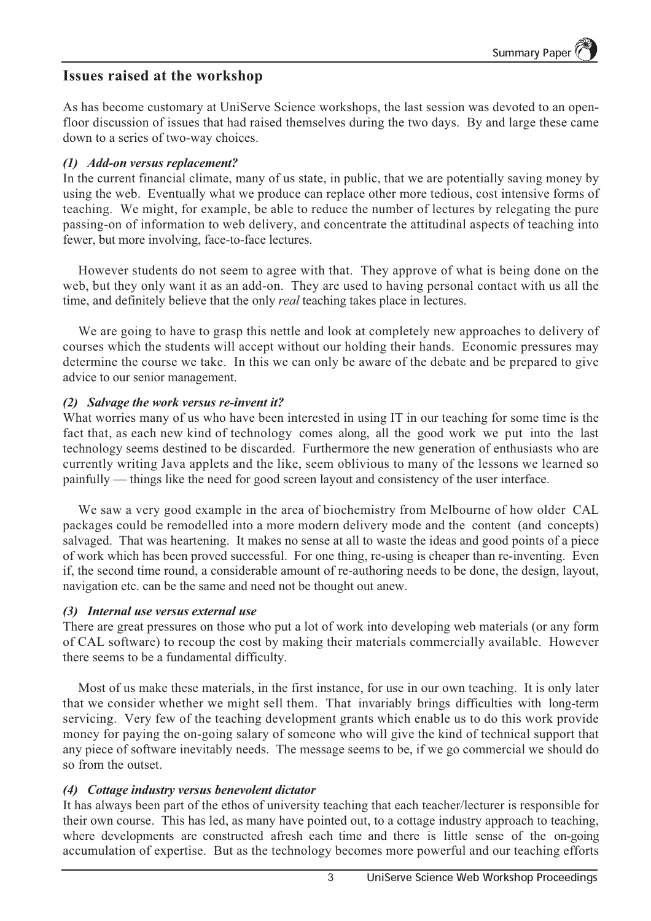## Issues raised at the workshop

As has become customary at UniServe Science workshops, the last session was devoted to an open-floor discussion of issues that had raised themselves during the two days. By and large these came down to a series of two-way choices.

### *(1) Add-on versus replacement?*

In the current financial climate, many of us state, in public, that we are potentially saving money by using the web. Eventually what we produce can replace other more tedious, cost intensive forms of teaching. We might, for example, be able to reduce the number of lectures by relegating the pure passing-on of information to web delivery, and concentrate the attitudinal aspects of teaching into fewer, but more involving, face-to-face lectures.

However students do not seem to agree with that. They approve of what is being done on the web, but they only want it as an add-on. They are used to having personal contact with us all the time, and definitely believe that the only *real* teaching takes place in lectures.

We are going to have to grasp this nettle and look at completely new approaches to delivery of courses which the students will accept without our holding their hands. Economic pressures may determine the course we take. In this we can only be aware of the debate and be prepared to give advice to our senior management.

### *(2) Salvage the work versus re-invent it?*

What worries many of us who have been interested in using IT in our teaching for some time is the fact that, as each new kind of technology comes along, all the good work we put into the last technology seems destined to be discarded. Furthermore the new generation of enthusiasts who are currently writing Java applets and the like, seem oblivious to many of the lessons we learned so painfully — things like the need for good screen layout and consistency of the user interface.

We saw a very good example in the area of biochemistry from Melbourne of how older CAL packages could be remodelled into a more modern delivery mode and the content (and concepts) salvaged. That was heartening. It makes no sense at all to waste the ideas and good points of a piece of work which has been proved successful. For one thing, re-using is cheaper than re-inventing. Even if, the second time round, a considerable amount of re-authoring needs to be done, the design, layout, navigation etc. can be the same and need not be thought out anew.

### *(3) Internal use versus external use*

There are great pressures on those who put a lot of work into developing web materials (or any form of CAL software) to recoup the cost by making their materials commercially available. However there seems to be a fundamental difficulty.

Most of us make these materials, in the first instance, for use in our own teaching. It is only later that we consider whether we might sell them. That invariably brings difficulties with long-term servicing. Very few of the teaching development grants which enable us to do this work provide money for paying the on-going salary of someone who will give the kind of technical support that any piece of software inevitably needs. The message seems to be, if we go commercial we should do so from the outset.

### *(4) Cottage industry versus benevolent dictator*

It has always been part of the ethos of university teaching that each teacher/lecturer is responsible for their own course. This has led, as many have pointed out, to a cottage industry approach to teaching, where developments are constructed afresh each time and there is little sense of the on-going accumulation of expertise. But as the technology becomes more powerful and our teaching efforts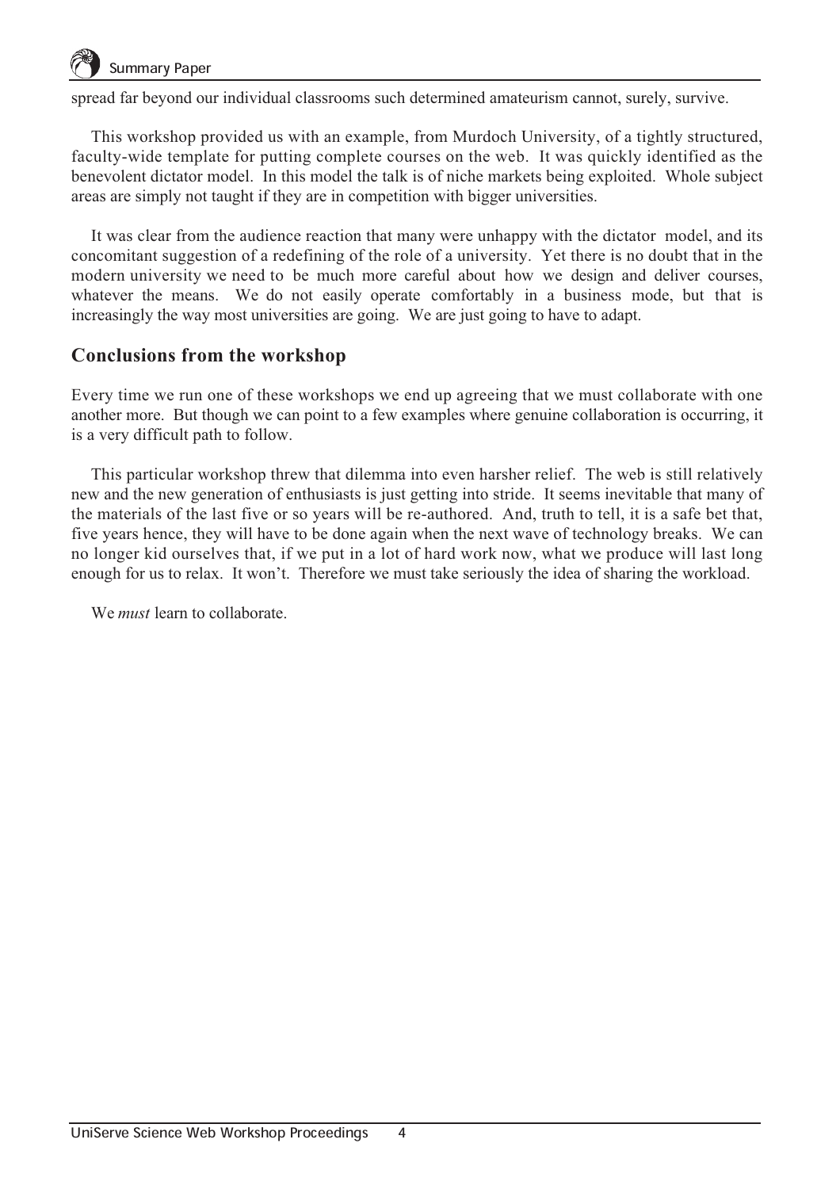spread far beyond our individual classrooms such determined amateurism cannot, surely, survive.

This workshop provided us with an example, from Murdoch University, of a tightly structured, faculty-wide template for putting complete courses on the web. It was quickly identified as the benevolent dictator model. In this model the talk is of niche markets being exploited. Whole subject areas are simply not taught if they are in competition with bigger universities.

It was clear from the audience reaction that many were unhappy with the dictator model, and its concomitant suggestion of a redefining of the role of a university. Yet there is no doubt that in the modern university we need to be much more careful about how we design and deliver courses, whatever the means. We do not easily operate comfortably in a business mode, but that is increasingly the way most universities are going. We are just going to have to adapt.

## Conclusions from the workshop

Every time we run one of these workshops we end up agreeing that we must collaborate with one another more. But though we can point to a few examples where genuine collaboration is occurring, it is a very difficult path to follow.

This particular workshop threw that dilemma into even harsher relief. The web is still relatively new and the new generation of enthusiasts is just getting into stride. It seems inevitable that many of the materials of the last five or so years will be re-authored. And, truth to tell, it is a safe bet that, five years hence, they will have to be done again when the next wave of technology breaks. We can no longer kid ourselves that, if we put in a lot of hard work now, what we produce will last long enough for us to relax. It won't. Therefore we must take seriously the idea of sharing the workload.

We *must* learn to collaborate.